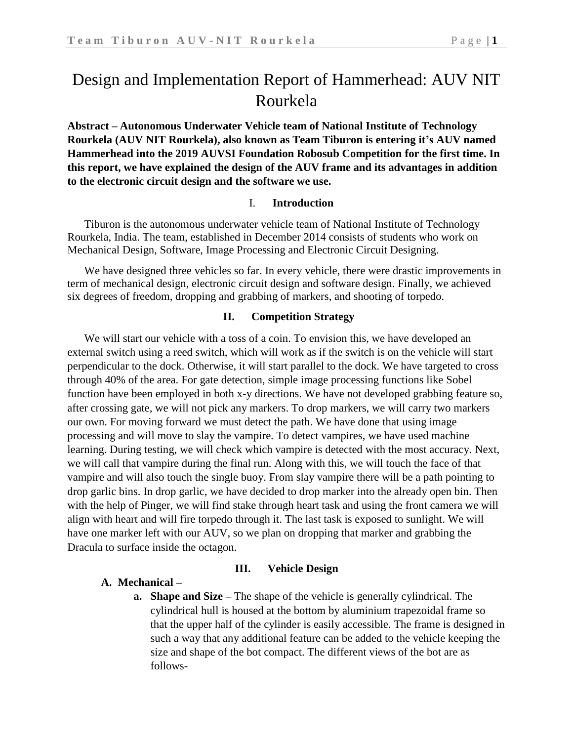# Design and Implementation Report of Hammerhead: AUV NIT Rourkela

**Abstract – Autonomous Underwater Vehicle team of National Institute of Technology Rourkela (AUV NIT Rourkela), also known as Team Tiburon is entering it's AUV named Hammerhead into the 2019 AUVSI Foundation Robosub Competition for the first time. In this report, we have explained the design of the AUV frame and its advantages in addition to the electronic circuit design and the software we use.**

## I. Introduction

Tiburon is the autonomous underwater vehicle team of National Institute of Technology Rourkela, India. The team, established in December 2014 consists of students who work on Mechanical Design, Software, Image Processing and Electronic Circuit Designing.

We have designed three vehicles so far. In every vehicle, there were drastic improvements in term of mechanical design, electronic circuit design and software design. Finally, we achieved six degrees of freedom, dropping and grabbing of markers, and shooting of torpedo.

## II. Competition Strategy

We will start our vehicle with a toss of a coin. To envision this, we have developed an external switch using a reed switch, which will work as if the switch is on the vehicle will start perpendicular to the dock. Otherwise, it will start parallel to the dock. We have targeted to cross through 40% of the area. For gate detection, simple image processing functions like Sobel function have been employed in both x-y directions. We have not developed grabbing feature so, after crossing gate, we will not pick any markers. To drop markers, we will carry two markers our own. For moving forward we must detect the path. We have done that using image processing and will move to slay the vampire. To detect vampires, we have used machine learning. During testing, we will check which vampire is detected with the most accuracy. Next, we will call that vampire during the final run. Along with this, we will touch the face of that vampire and will also touch the single buoy. From slay vampire there will be a path pointing to drop garlic bins. In drop garlic, we have decided to drop marker into the already open bin. Then with the help of Pinger, we will find stake through heart task and using the front camera we will align with heart and will fire torpedo through it. The last task is exposed to sunlight. We will have one marker left with our AUV, so we plan on dropping that marker and grabbing the Dracula to surface inside the octagon.

## III. Vehicle Design

### A. Mechanical –

**a. Shape and Size –** The shape of the vehicle is generally cylindrical. The cylindrical hull is housed at the bottom by aluminium trapezoidal frame so that the upper half of the cylinder is easily accessible. The frame is designed in such a way that any additional feature can be added to the vehicle keeping the size and shape of the bot compact. The different views of the bot are as follows-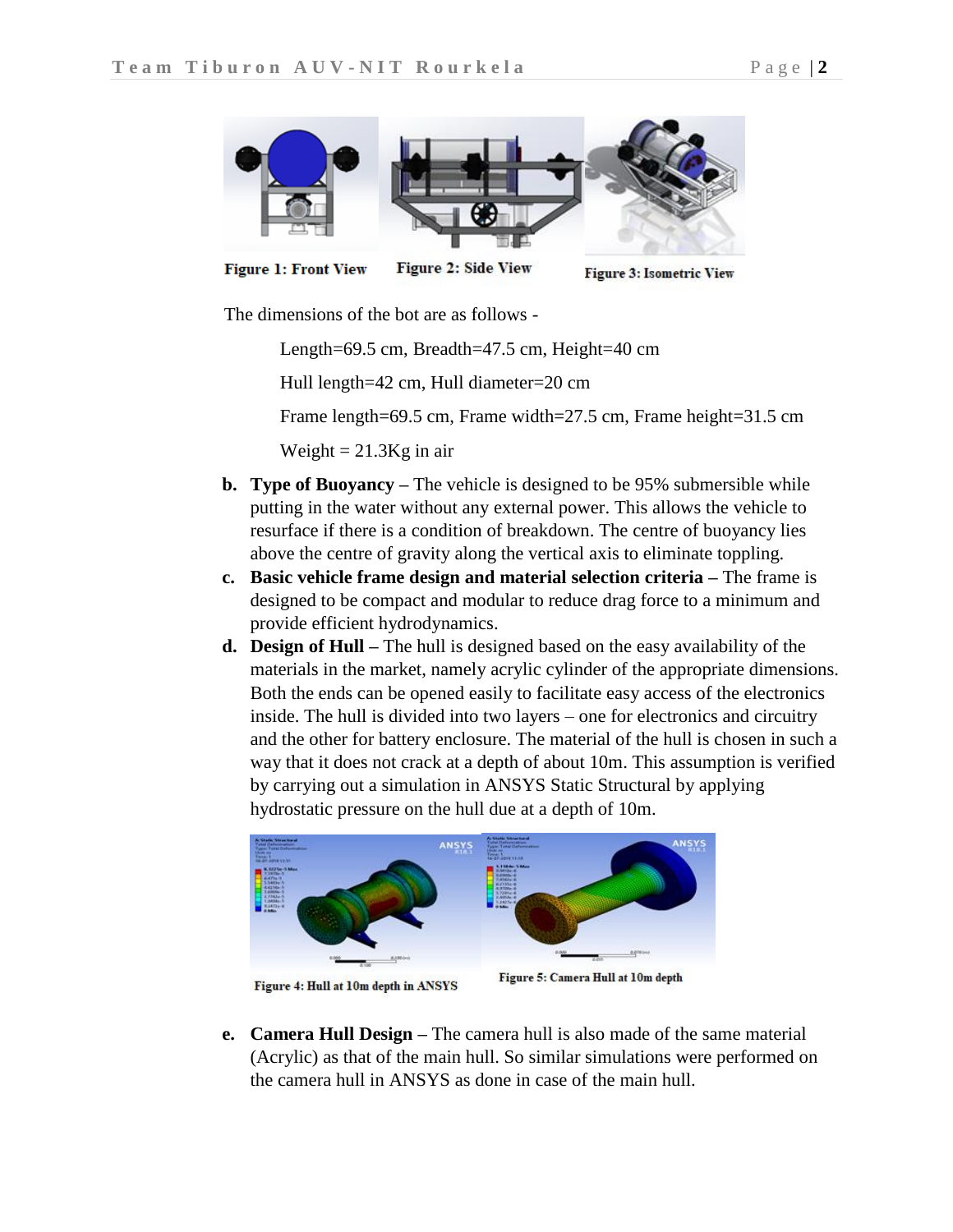Figure 1: Front View

Figure 2: Side View

Figure 3: Isometric View

The dimensions of the bot are as follows -

Length=69.5 cm, Breadth=47.5 cm, Height=40 cm

Hull length=42 cm, Hull diameter=20 cm

Frame length=69.5 cm, Frame width=27.5 cm, Frame height=31.5 cm

Weight = 21.3Kg in air

b. **Type of Buoyancy –** The vehicle is designed to be 95% submersible while putting in the water without any external power. This allows the vehicle to resurface if there is a condition of breakdown. The centre of buoyancy lies above the centre of gravity along the vertical axis to eliminate toppling.

c. **Basic vehicle frame design and material selection criteria –** The frame is designed to be compact and modular to reduce drag force to a minimum and provide efficient hydrodynamics.

d. **Design of Hull –** The hull is designed based on the easy availability of the materials in the market, namely acrylic cylinder of the appropriate dimensions. Both the ends can be opened easily to facilitate easy access of the electronics inside. The hull is divided into two layers – one for electronics and circuitry and the other for battery enclosure. The material of the hull is chosen in such a way that it does not crack at a depth of about 10m. This assumption is verified by carrying out a simulation in ANSYS Static Structural by applying hydrostatic pressure on the hull due at a depth of 10m.

Figure 4: Hull at 10m depth in ANSYS

Figure 5: Camera Hull at 10m depth

e. **Camera Hull Design –** The camera hull is also made of the same material (Acrylic) as that of the main hull. So similar simulations were performed on the camera hull in ANSYS as done in case of the main hull.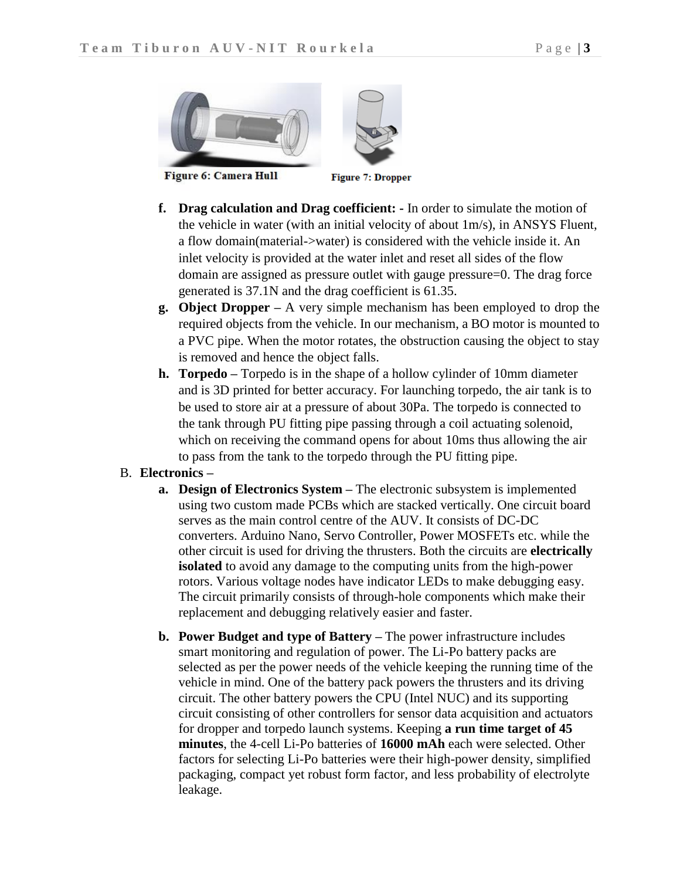Figure 6: Camera Hull

Figure 7: Dropper

f. **Drag calculation and Drag coefficient: -** In order to simulate the motion of the vehicle in water (with an initial velocity of about 1m/s), in ANSYS Fluent, a flow domain(material->water) is considered with the vehicle inside it. An inlet velocity is provided at the water inlet and reset all sides of the flow domain are assigned as pressure outlet with gauge pressure=0. The drag force generated is 37.1N and the drag coefficient is 61.35.

g. **Object Dropper** – A very simple mechanism has been employed to drop the required objects from the vehicle. In our mechanism, a BO motor is mounted to a PVC pipe. When the motor rotates, the obstruction causing the object to stay is removed and hence the object falls.

h. **Torpedo** – Torpedo is in the shape of a hollow cylinder of 10mm diameter and is 3D printed for better accuracy. For launching torpedo, the air tank is to be used to store air at a pressure of about 30Pa. The torpedo is connected to the tank through PU fitting pipe passing through a coil actuating solenoid, which on receiving the command opens for about 10ms thus allowing the air to pass from the tank to the torpedo through the PU fitting pipe.

B. **Electronics –**

a. **Design of Electronics System** – The electronic subsystem is implemented using two custom made PCBs which are stacked vertically. One circuit board serves as the main control centre of the AUV. It consists of DC-DC converters. Arduino Nano, Servo Controller, Power MOSFETs etc. while the other circuit is used for driving the thrusters. Both the circuits are **electrically isolated** to avoid any damage to the computing units from the high-power rotors. Various voltage nodes have indicator LEDs to make debugging easy. The circuit primarily consists of through-hole components which make their replacement and debugging relatively easier and faster.

b. **Power Budget and type of Battery** – The power infrastructure includes smart monitoring and regulation of power. The Li-Po battery packs are selected as per the power needs of the vehicle keeping the running time of the vehicle in mind. One of the battery pack powers the thrusters and its driving circuit. The other battery powers the CPU (Intel NUC) and its supporting circuit consisting of other controllers for sensor data acquisition and actuators for dropper and torpedo launch systems. Keeping **a run time target of 45 minutes**, the 4-cell Li-Po batteries of **16000 mAh** each were selected. Other factors for selecting Li-Po batteries were their high-power density, simplified packaging, compact yet robust form factor, and less probability of electrolyte leakage.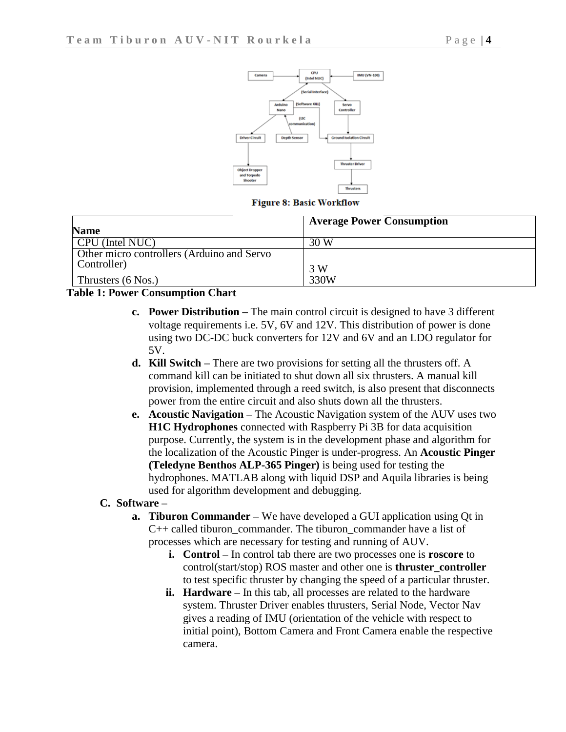Figure 8: Basic Workflow

| Name | Average Power Consumption |
|---|---|
| CPU (Intel NUC) | 30 W |
| Other micro controllers (Arduino and Servo Controller) | 3 W |
| Thrusters (6 Nos.) | 330W |

**Table 1: Power Consumption Chart**

c. **Power Distribution –** The main control circuit is designed to have 3 different voltage requirements i.e. 5V, 6V and 12V. This distribution of power is done using two DC-DC buck converters for 12V and 6V and an LDO regulator for 5V.

d. **Kill Switch –** There are two provisions for setting all the thrusters off. A command kill can be initiated to shut down all six thrusters. A manual kill provision, implemented through a reed switch, is also present that disconnects power from the entire circuit and also shuts down all the thrusters.

e. **Acoustic Navigation –** The Acoustic Navigation system of the AUV uses two **H1C Hydrophones** connected with Raspberry Pi 3B for data acquisition purpose. Currently, the system is in the development phase and algorithm for the localization of the Acoustic Pinger is under-progress. An **Acoustic Pinger (Teledyne Benthos ALP-365 Pinger)** is being used for testing the hydrophones. MATLAB along with liquid DSP and Aquila libraries is being used for algorithm development and debugging.

**C. Software –**

a. **Tiburon Commander –** We have developed a GUI application using Qt in C++ called tiburon_commander. The tiburon_commander have a list of processes which are necessary for testing and running of AUV.

   i. **Control –** In control tab there are two processes one is **roscore** to control(start/stop) ROS master and other one is **thruster_controller** to test specific thruster by changing the speed of a particular thruster.

   ii. **Hardware –** In this tab, all processes are related to the hardware system. Thruster Driver enables thrusters, Serial Node, Vector Nav gives a reading of IMU (orientation of the vehicle with respect to initial point), Bottom Camera and Front Camera enable the respective camera.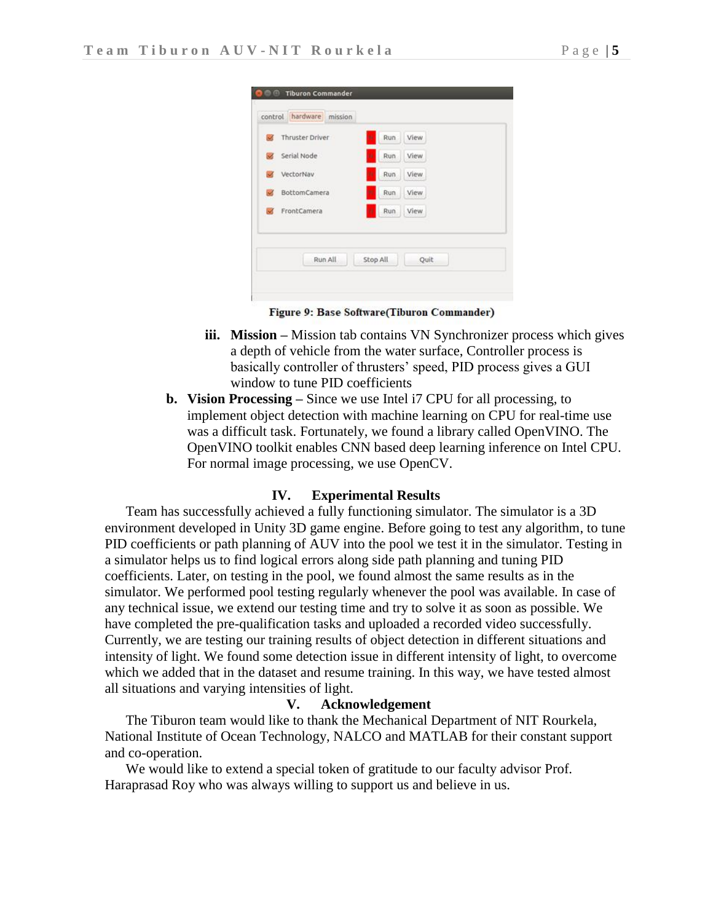Figure 9: Base Software(Tiburon Commander)

iii. **Mission** – Mission tab contains VN Synchronizer process which gives a depth of vehicle from the water surface, Controller process is basically controller of thrusters' speed, PID process gives a GUI window to tune PID coefficients

b. **Vision Processing** – Since we use Intel i7 CPU for all processing, to implement object detection with machine learning on CPU for real-time use was a difficult task. Fortunately, we found a library called OpenVINO. The OpenVINO toolkit enables CNN based deep learning inference on Intel CPU. For normal image processing, we use OpenCV.

## IV. Experimental Results

Team has successfully achieved a fully functioning simulator. The simulator is a 3D environment developed in Unity 3D game engine. Before going to test any algorithm, to tune PID coefficients or path planning of AUV into the pool we test it in the simulator. Testing in a simulator helps us to find logical errors along side path planning and tuning PID coefficients. Later, on testing in the pool, we found almost the same results as in the simulator. We performed pool testing regularly whenever the pool was available. In case of any technical issue, we extend our testing time and try to solve it as soon as possible. We have completed the pre-qualification tasks and uploaded a recorded video successfully. Currently, we are testing our training results of object detection in different situations and intensity of light. We found some detection issue in different intensity of light, to overcome which we added that in the dataset and resume training. In this way, we have tested almost all situations and varying intensities of light.

## V. Acknowledgement

The Tiburon team would like to thank the Mechanical Department of NIT Rourkela, National Institute of Ocean Technology, NALCO and MATLAB for their constant support and co-operation.

We would like to extend a special token of gratitude to our faculty advisor Prof. Haraprasad Roy who was always willing to support us and believe in us.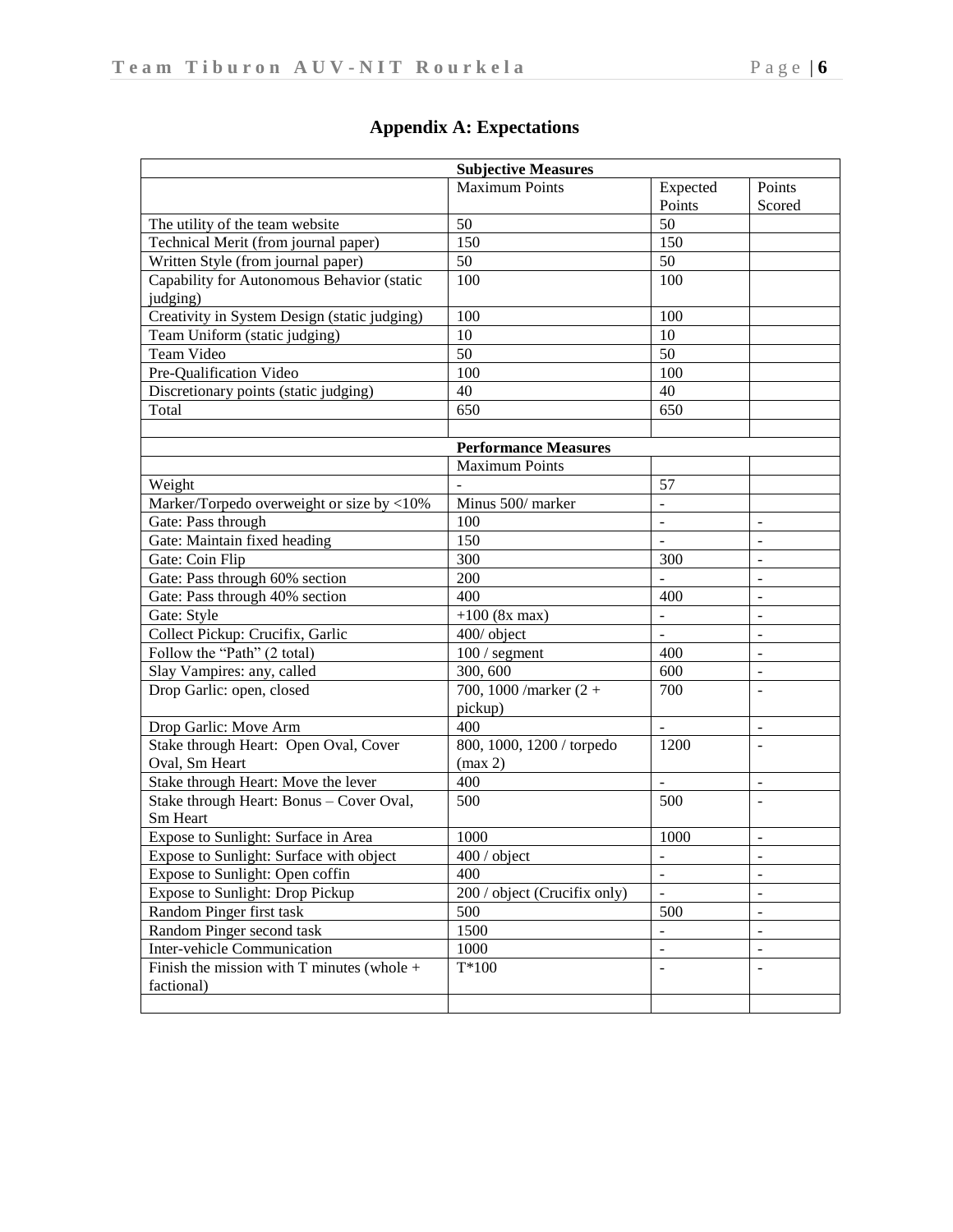## Appendix A: Expectations

| Subjective Measures | | | |
|---|---|---|---|
| | Maximum Points | Expected Points | Points Scored |
| The utility of the team website | 50 | 50 | |
| Technical Merit (from journal paper) | 150 | 150 | |
| Written Style (from journal paper) | 50 | 50 | |
| Capability for Autonomous Behavior (static judging) | 100 | 100 | |
| Creativity in System Design (static judging) | 100 | 100 | |
| Team Uniform (static judging) | 10 | 10 | |
| Team Video | 50 | 50 | |
| Pre-Qualification Video | 100 | 100 | |
| Discretionary points (static judging) | 40 | 40 | |
| Total | 650 | 650 | |
| | | | |
| | **Performance Measures** | | |
| | Maximum Points | | |
| Weight | - | 57 | |
| Marker/Torpedo overweight or size by <10% | Minus 500/ marker | - | |
| Gate: Pass through | 100 | - | - |
| Gate: Maintain fixed heading | 150 | - | - |
| Gate: Coin Flip | 300 | 300 | - |
| Gate: Pass through 60% section | 200 | - | - |
| Gate: Pass through 40% section | 400 | 400 | - |
| Gate: Style | +100 (8x max) | - | - |
| Collect Pickup: Crucifix, Garlic | 400/ object | - | - |
| Follow the "Path" (2 total) | 100 / segment | 400 | - |
| Slay Vampires: any, called | 300, 600 | 600 | - |
| Drop Garlic: open, closed | 700, 1000 /marker (2 + pickup) | 700 | - |
| Drop Garlic: Move Arm | 400 | - | - |
| Stake through Heart: Open Oval, Cover Oval, Sm Heart | 800, 1000, 1200 / torpedo (max 2) | 1200 | - |
| Stake through Heart: Move the lever | 400 | - | - |
| Stake through Heart: Bonus – Cover Oval, Sm Heart | 500 | 500 | - |
| Expose to Sunlight: Surface in Area | 1000 | 1000 | - |
| Expose to Sunlight: Surface with object | 400 / object | - | - |
| Expose to Sunlight: Open coffin | 400 | - | - |
| Expose to Sunlight: Drop Pickup | 200 / object (Crucifix only) | - | - |
| Random Pinger first task | 500 | 500 | - |
| Random Pinger second task | 1500 | - | - |
| Inter-vehicle Communication | 1000 | - | - |
| Finish the mission with T minutes (whole + factional) | T*100 | - | - |
| | | | |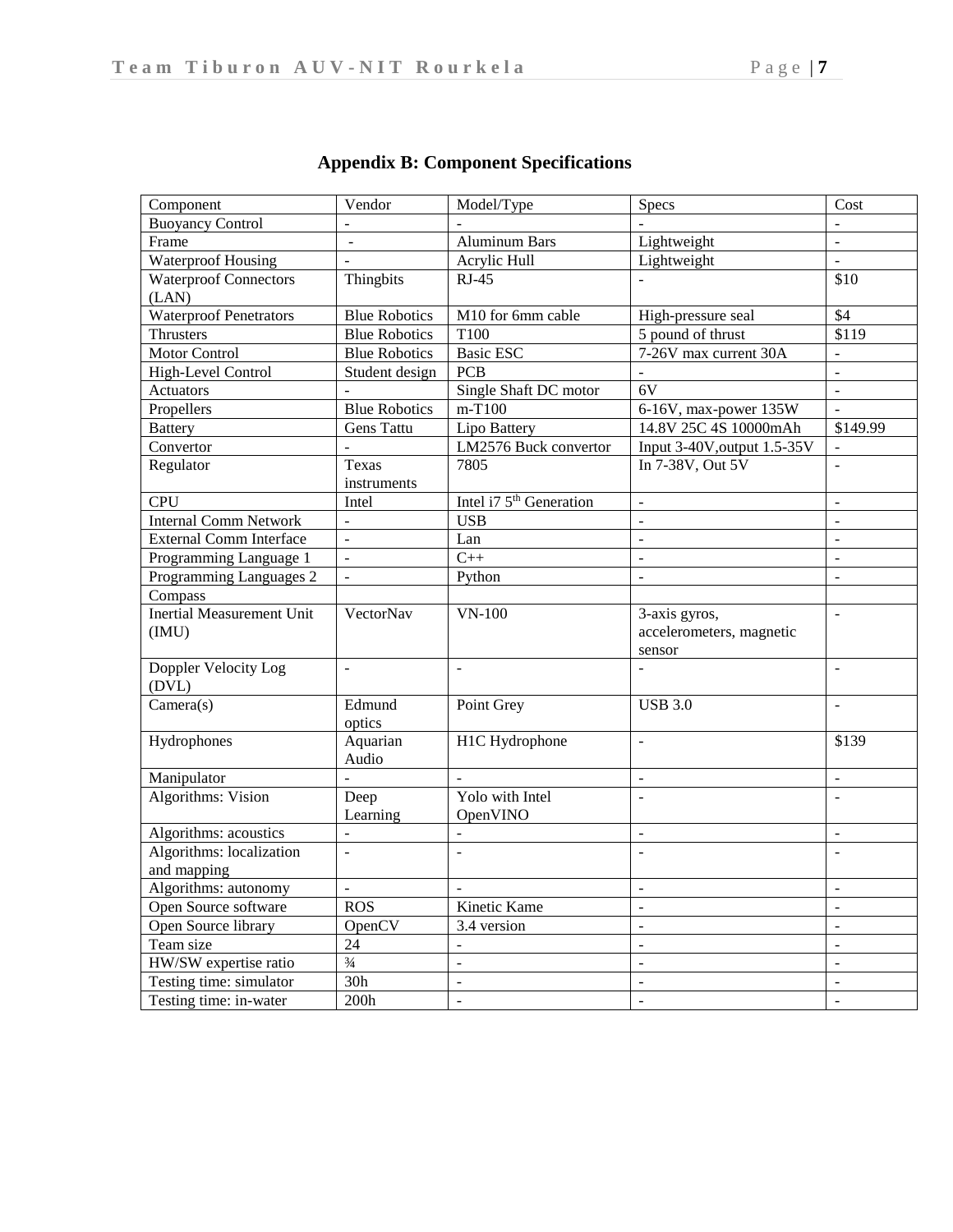## Appendix B: Component Specifications

| Component | Vendor | Model/Type | Specs | Cost |
|---|---|---|---|---|
| Buoyancy Control | - | - | - | - |
| Frame | - | Aluminum Bars | Lightweight | - |
| Waterproof Housing | - | Acrylic Hull | Lightweight | - |
| Waterproof Connectors (LAN) | Thingbits | RJ-45 | - | $10 |
| Waterproof Penetrators | Blue Robotics | M10 for 6mm cable | High-pressure seal | $4 |
| Thrusters | Blue Robotics | T100 | 5 pound of thrust | $119 |
| Motor Control | Blue Robotics | Basic ESC | 7-26V max current 30A | - |
| High-Level Control | Student design | PCB | - | - |
| Actuators | - | Single Shaft DC motor | 6V | - |
| Propellers | Blue Robotics | m-T100 | 6-16V, max-power 135W | - |
| Battery | Gens Tattu | Lipo Battery | 14.8V 25C 4S 10000mAh | $149.99 |
| Convertor | - | LM2576 Buck convertor | Input 3-40V,output 1.5-35V | - |
| Regulator | Texas instruments | 7805 | In 7-38V, Out 5V | - |
| CPU | Intel | Intel i7 5th Generation | - | - |
| Internal Comm Network | - | USB | - | - |
| External Comm Interface | - | Lan | - | - |
| Programming Language 1 | - | C++ | - | - |
| Programming Languages 2 | - | Python | - | - |
| Compass | | | | |
| Inertial Measurement Unit (IMU) | VectorNav | VN-100 | 3-axis gyros, accelerometers, magnetic sensor | - |
| Doppler Velocity Log (DVL) | - | - | - | - |
| Camera(s) | Edmund optics | Point Grey | USB 3.0 | - |
| Hydrophones | Aquarian Audio | H1C Hydrophone | - | $139 |
| Manipulator | - | - | - | - |
| Algorithms: Vision | Deep Learning | Yolo with Intel OpenVINO | - | - |
| Algorithms: acoustics | - | - | - | - |
| Algorithms: localization and mapping | - | - | - | - |
| Algorithms: autonomy | - | - | - | - |
| Open Source software | ROS | Kinetic Kame | - | - |
| Open Source library | OpenCV | 3.4 version | - | - |
| Team size | 24 | - | - | - |
| HW/SW expertise ratio | ¾ | - | - | - |
| Testing time: simulator | 30h | - | - | - |
| Testing time: in-water | 200h | - | - | - |